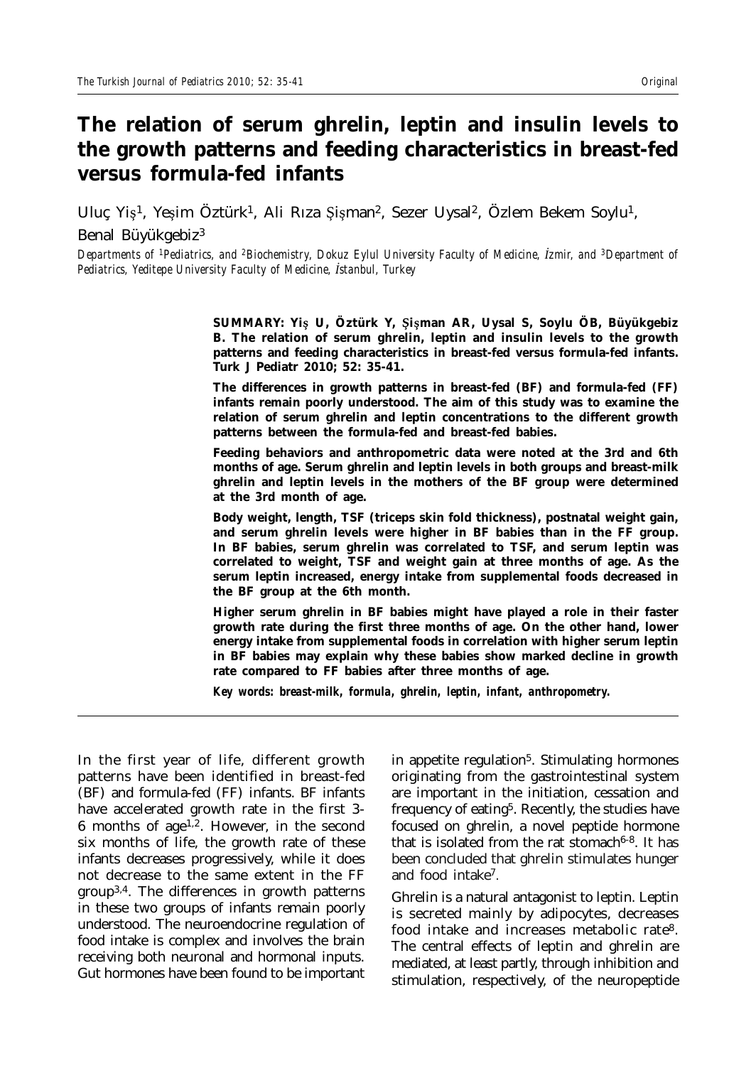# The relation of serum ghrelin, leptin and insulin levels to the growth patterns and feeding characteristics in breast-fed versus formula-fed infants

Uluç Yiş[1], Yeşim Öztürk[1], Ali Rıza Şişman[2], Sezer Uysal[2], Özlem Bekem Soylu[1], Benal Büyükgebiz[3]

*Departments of [1]Pediatrics, and [2]Biochemistry, Dokuz Eylul University Faculty of Medicine, İzmir, and [3]Department of Pediatrics, Yeditepe University Faculty of Medicine, İstanbul, Turkey*

**SUMMARY: Yiş U, Öztürk Y, Şişman AR, Uysal S, Soylu ÖB, Büyükgebiz B. The relation of serum ghrelin, leptin and insulin levels to the growth patterns and feeding characteristics in breast-fed versus formula-fed infants. Turk J Pediatr 2010; 52: 35-41.**

**The differences in growth patterns in breast-fed (BF) and formula-fed (FF) infants remain poorly understood. The aim of this study was to examine the relation of serum ghrelin and leptin concentrations to the different growth patterns between the formula-fed and breast-fed babies.**

**Feeding behaviors and anthropometric data were noted at the 3rd and 6th months of age. Serum ghrelin and leptin levels in both groups and breast-milk ghrelin and leptin levels in the mothers of the BF group were determined at the 3rd month of age.**

**Body weight, length, TSF (triceps skin fold thickness), postnatal weight gain, and serum ghrelin levels were higher in BF babies than in the FF group. In BF babies, serum ghrelin was correlated to TSF, and serum leptin was correlated to weight, TSF and weight gain at three months of age. As the serum leptin increased, energy intake from supplemental foods decreased in the BF group at the 6th month.**

**Higher serum ghrelin in BF babies might have played a role in their faster growth rate during the first three months of age. On the other hand, lower energy intake from supplemental foods in correlation with higher serum leptin in BF babies may explain why these babies show marked decline in growth rate compared to FF babies after three months of age.**

***Key words: breast-milk, formula, ghrelin, leptin, infant, anthropometry.***

In the first year of life, different growth patterns have been identified in breast-fed (BF) and formula-fed (FF) infants. BF infants have accelerated growth rate in the first 3-6 months of age[1,2]. However, in the second six months of life, the growth rate of these infants decreases progressively, while it does not decrease to the same extent in the FF group[3,4]. The differences in growth patterns in these two groups of infants remain poorly understood. The neuroendocrine regulation of food intake is complex and involves the brain receiving both neuronal and hormonal inputs. Gut hormones have been found to be important in appetite regulation[5]. Stimulating hormones originating from the gastrointestinal system are important in the initiation, cessation and frequency of eating[5]. Recently, the studies have focused on ghrelin, a novel peptide hormone that is isolated from the rat stomach[6-8]. It has been concluded that ghrelin stimulates hunger and food intake[7].

Ghrelin is a natural antagonist to leptin. Leptin is secreted mainly by adipocytes, decreases food intake and increases metabolic rate[8]. The central effects of leptin and ghrelin are mediated, at least partly, through inhibition and stimulation, respectively, of the neuropeptide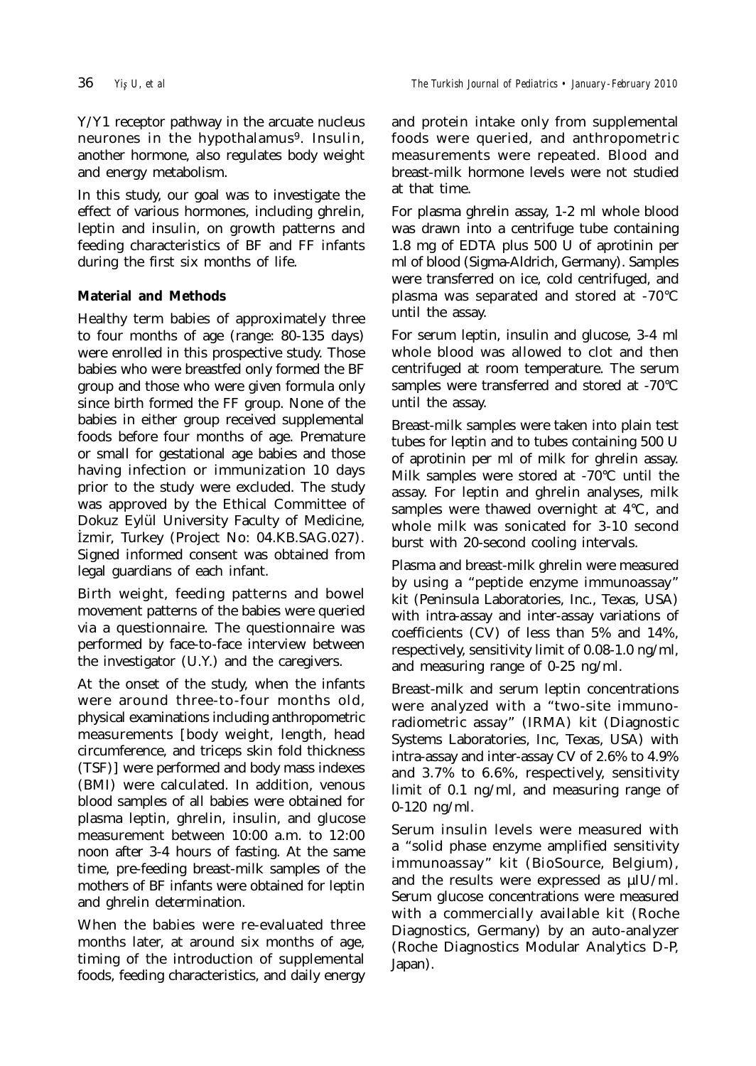Y/Y1 receptor pathway in the arcuate nucleus neurones in the hypothalamus[9]. Insulin, another hormone, also regulates body weight and energy metabolism.

In this study, our goal was to investigate the effect of various hormones, including ghrelin, leptin and insulin, on growth patterns and feeding characteristics of BF and FF infants during the first six months of life.

## Material and Methods

Healthy term babies of approximately three to four months of age (range: 80-135 days) were enrolled in this prospective study. Those babies who were breastfed only formed the BF group and those who were given formula only since birth formed the FF group. None of the babies in either group received supplemental foods before four months of age. Premature or small for gestational age babies and those having infection or immunization 10 days prior to the study were excluded. The study was approved by the Ethical Committee of Dokuz Eylül University Faculty of Medicine, İzmir, Turkey (Project No: 04.KB.SAG.027). Signed informed consent was obtained from legal guardians of each infant.

Birth weight, feeding patterns and bowel movement patterns of the babies were queried via a questionnaire. The questionnaire was performed by face-to-face interview between the investigator (U.Y.) and the caregivers.

At the onset of the study, when the infants were around three-to-four months old, physical examinations including anthropometric measurements [body weight, length, head circumference, and triceps skin fold thickness (TSF)] were performed and body mass indexes (BMI) were calculated. In addition, venous blood samples of all babies were obtained for plasma leptin, ghrelin, insulin, and glucose measurement between 10:00 a.m. to 12:00 noon after 3-4 hours of fasting. At the same time, pre-feeding breast-milk samples of the mothers of BF infants were obtained for leptin and ghrelin determination.

When the babies were re-evaluated three months later, at around six months of age, timing of the introduction of supplemental foods, feeding characteristics, and daily energy and protein intake only from supplemental foods were queried, and anthropometric measurements were repeated. Blood and breast-milk hormone levels were not studied at that time.

For plasma ghrelin assay, 1-2 ml whole blood was drawn into a centrifuge tube containing 1.8 mg of EDTA plus 500 U of aprotinin per ml of blood (Sigma-Aldrich, Germany). Samples were transferred on ice, cold centrifuged, and plasma was separated and stored at -70°C until the assay.

For serum leptin, insulin and glucose, 3-4 ml whole blood was allowed to clot and then centrifuged at room temperature. The serum samples were transferred and stored at -70°C until the assay.

Breast-milk samples were taken into plain test tubes for leptin and to tubes containing 500 U of aprotinin per ml of milk for ghrelin assay. Milk samples were stored at -70°C until the assay. For leptin and ghrelin analyses, milk samples were thawed overnight at 4°C, and whole milk was sonicated for 3-10 second burst with 20-second cooling intervals.

Plasma and breast-milk ghrelin were measured by using a "peptide enzyme immunoassay" kit (Peninsula Laboratories, Inc., Texas, USA) with intra-assay and inter-assay variations of coefficients (CV) of less than 5% and 14%, respectively, sensitivity limit of 0.08-1.0 ng/ml, and measuring range of 0-25 ng/ml.

Breast-milk and serum leptin concentrations were analyzed with a "two-site immunoradiometric assay" (IRMA) kit (Diagnostic Systems Laboratories, Inc, Texas, USA) with intra-assay and inter-assay CV of 2.6% to 4.9% and 3.7% to 6.6%, respectively, sensitivity limit of 0.1 ng/ml, and measuring range of 0-120 ng/ml.

Serum insulin levels were measured with a "solid phase enzyme amplified sensitivity immunoassay" kit (BioSource, Belgium), and the results were expressed as µIU/ml. Serum glucose concentrations were measured with a commercially available kit (Roche Diagnostics, Germany) by an auto-analyzer (Roche Diagnostics Modular Analytics D-P, Japan).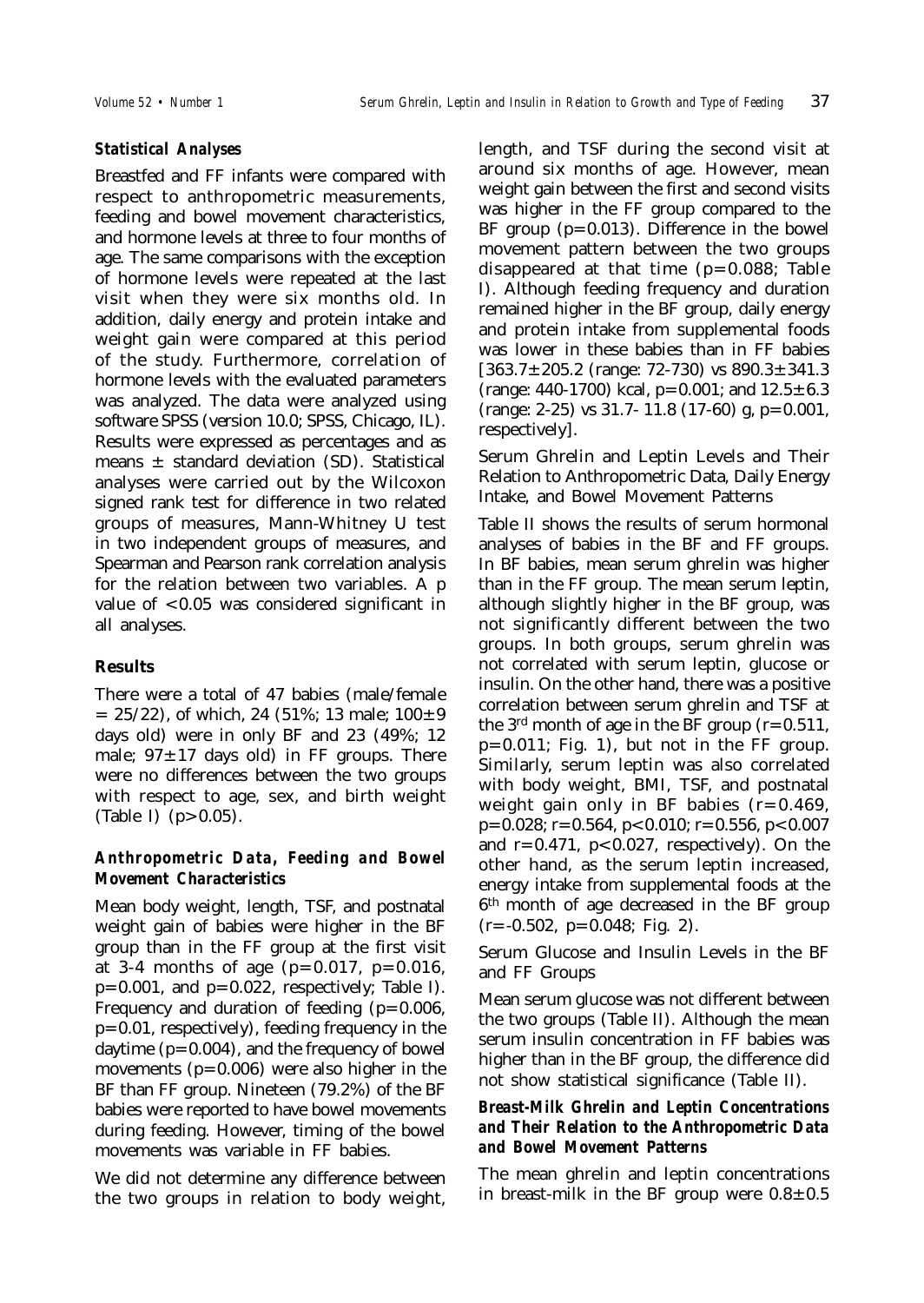### *Statistical Analyses*

Breastfed and FF infants were compared with respect to anthropometric measurements, feeding and bowel movement characteristics, and hormone levels at three to four months of age. The same comparisons with the exception of hormone levels were repeated at the last visit when they were six months old. In addition, daily energy and protein intake and weight gain were compared at this period of the study. Furthermore, correlation of hormone levels with the evaluated parameters was analyzed. The data were analyzed using software SPSS (version 10.0; SPSS, Chicago, IL). Results were expressed as percentages and as means ± standard deviation (SD). Statistical analyses were carried out by the Wilcoxon signed rank test for difference in two related groups of measures, Mann-Whitney U test in two independent groups of measures, and Spearman and Pearson rank correlation analysis for the relation between two variables. A p value of <0.05 was considered significant in all analyses.

### **Results**

There were a total of 47 babies (male/female = 25/22), of which, 24 (51%; 13 male; 100±9 days old) were in only BF and 23 (49%; 12 male; 97±17 days old) in FF groups. There were no differences between the two groups with respect to age, sex, and birth weight (Table I) (p>0.05).

### *Anthropometric Data, Feeding and Bowel Movement Characteristics*

Mean body weight, length, TSF, and postnatal weight gain of babies were higher in the BF group than in the FF group at the first visit at 3-4 months of age (p=0.017, p=0.016, p=0.001, and p=0.022, respectively; Table I). Frequency and duration of feeding (p=0.006, p=0.01, respectively), feeding frequency in the daytime (p=0.004), and the frequency of bowel movements (p=0.006) were also higher in the BF than FF group. Nineteen (79.2%) of the BF babies were reported to have bowel movements during feeding. However, timing of the bowel movements was variable in FF babies.

We did not determine any difference between the two groups in relation to body weight, length, and TSF during the second visit at around six months of age. However, mean weight gain between the first and second visits was higher in the FF group compared to the BF group (p=0.013). Difference in the bowel movement pattern between the two groups disappeared at that time (p=0.088; Table I). Although feeding frequency and duration remained higher in the BF group, daily energy and protein intake from supplemental foods was lower in these babies than in FF babies [363.7±205.2 (range: 72-730) vs 890.3±341.3 (range: 440-1700) kcal, p=0.001; and 12.5±6.3 (range: 2-25) vs 31.7- 11.8 (17-60) g, p=0.001, respectively].

Serum Ghrelin and Leptin Levels and Their Relation to Anthropometric Data, Daily Energy Intake, and Bowel Movement Patterns

Table II shows the results of serum hormonal analyses of babies in the BF and FF groups. In BF babies, mean serum ghrelin was higher than in the FF group. The mean serum leptin, although slightly higher in the BF group, was not significantly different between the two groups. In both groups, serum ghrelin was not correlated with serum leptin, glucose or insulin. On the other hand, there was a positive correlation between serum ghrelin and TSF at the 3rd month of age in the BF group (r=0.511, p=0.011; Fig. 1), but not in the FF group. Similarly, serum leptin was also correlated with body weight, BMI, TSF, and postnatal weight gain only in BF babies (r=0.469, p=0.028; r=0.564, p<0.010; r=0.556, p<0.007 and r=0.471, p<0.027, respectively). On the other hand, as the serum leptin increased, energy intake from supplemental foods at the 6th month of age decreased in the BF group (r=-0.502, p=0.048; Fig. 2).

Serum Glucose and Insulin Levels in the BF and FF Groups

Mean serum glucose was not different between the two groups (Table II). Although the mean serum insulin concentration in FF babies was higher than in the BF group, the difference did not show statistical significance (Table II).

### *Breast-Milk Ghrelin and Leptin Concentrations and Their Relation to the Anthropometric Data and Bowel Movement Patterns*

The mean ghrelin and leptin concentrations in breast-milk in the BF group were 0.8±0.5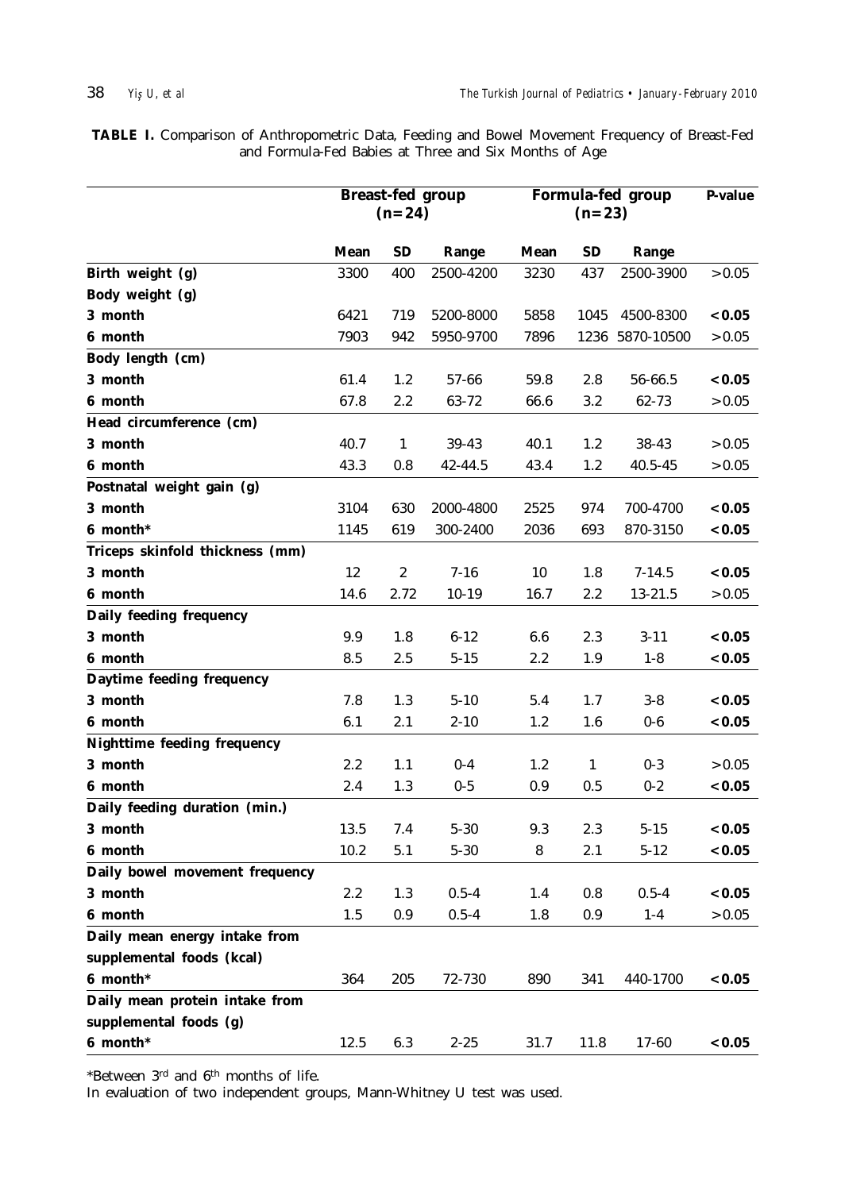**TABLE I.** Comparison of Anthropometric Data, Feeding and Bowel Movement Frequency of Breast-Fed and Formula-Fed Babies at Three and Six Months of Age

| | Breast-fed group (n=24) | | | Formula-fed group (n=23) | | | P-value |
|---|---|---|---|---|---|---|---|
| | Mean | SD | Range | Mean | SD | Range | |
| **Birth weight (g)** | 3300 | 400 | 2500-4200 | 3230 | 437 | 2500-3900 | >0.05 |
| **Body weight (g)** | | | | | | | |
| **3 month** | 6421 | 719 | 5200-8000 | 5858 | 1045 | 4500-8300 | **<0.05** |
| **6 month** | 7903 | 942 | 5950-9700 | 7896 | 1236 | 5870-10500 | >0.05 |
| **Body length (cm)** | | | | | | | |
| **3 month** | 61.4 | 1.2 | 57-66 | 59.8 | 2.8 | 56-66.5 | **<0.05** |
| **6 month** | 67.8 | 2.2 | 63-72 | 66.6 | 3.2 | 62-73 | >0.05 |
| **Head circumference (cm)** | | | | | | | |
| **3 month** | 40.7 | 1 | 39-43 | 40.1 | 1.2 | 38-43 | >0.05 |
| **6 month** | 43.3 | 0.8 | 42-44.5 | 43.4 | 1.2 | 40.5-45 | >0.05 |
| **Postnatal weight gain (g)** | | | | | | | |
| **3 month** | 3104 | 630 | 2000-4800 | 2525 | 974 | 700-4700 | **<0.05** |
| **6 month*** | 1145 | 619 | 300-2400 | 2036 | 693 | 870-3150 | **<0.05** |
| **Triceps skinfold thickness (mm)** | | | | | | | |
| **3 month** | 12 | 2 | 7-16 | 10 | 1.8 | 7-14.5 | **<0.05** |
| **6 month** | 14.6 | 2.72 | 10-19 | 16.7 | 2.2 | 13-21.5 | >0.05 |
| **Daily feeding frequency** | | | | | | | |
| **3 month** | 9.9 | 1.8 | 6-12 | 6.6 | 2.3 | 3-11 | **<0.05** |
| **6 month** | 8.5 | 2.5 | 5-15 | 2.2 | 1.9 | 1-8 | **<0.05** |
| **Daytime feeding frequency** | | | | | | | |
| **3 month** | 7.8 | 1.3 | 5-10 | 5.4 | 1.7 | 3-8 | **<0.05** |
| **6 month** | 6.1 | 2.1 | 2-10 | 1.2 | 1.6 | 0-6 | **<0.05** |
| **Nighttime feeding frequency** | | | | | | | |
| **3 month** | 2.2 | 1.1 | 0-4 | 1.2 | 1 | 0-3 | >0.05 |
| **6 month** | 2.4 | 1.3 | 0-5 | 0.9 | 0.5 | 0-2 | **<0.05** |
| **Daily feeding duration (min.)** | | | | | | | |
| **3 month** | 13.5 | 7.4 | 5-30 | 9.3 | 2.3 | 5-15 | **<0.05** |
| **6 month** | 10.2 | 5.1 | 5-30 | 8 | 2.1 | 5-12 | **<0.05** |
| **Daily bowel movement frequency** | | | | | | | |
| **3 month** | 2.2 | 1.3 | 0.5-4 | 1.4 | 0.8 | 0.5-4 | **<0.05** |
| **6 month** | 1.5 | 0.9 | 0.5-4 | 1.8 | 0.9 | 1-4 | >0.05 |
| **Daily mean energy intake from supplemental foods (kcal)** | | | | | | | |
| **6 month*** | 364 | 205 | 72-730 | 890 | 341 | 440-1700 | **<0.05** |
| **Daily mean protein intake from supplemental foods (g)** | | | | | | | |
| **6 month*** | 12.5 | 6.3 | 2-25 | 31.7 | 11.8 | 17-60 | **<0.05** |

*Between 3rd and 6th months of life.
In evaluation of two independent groups, Mann-Whitney U test was used.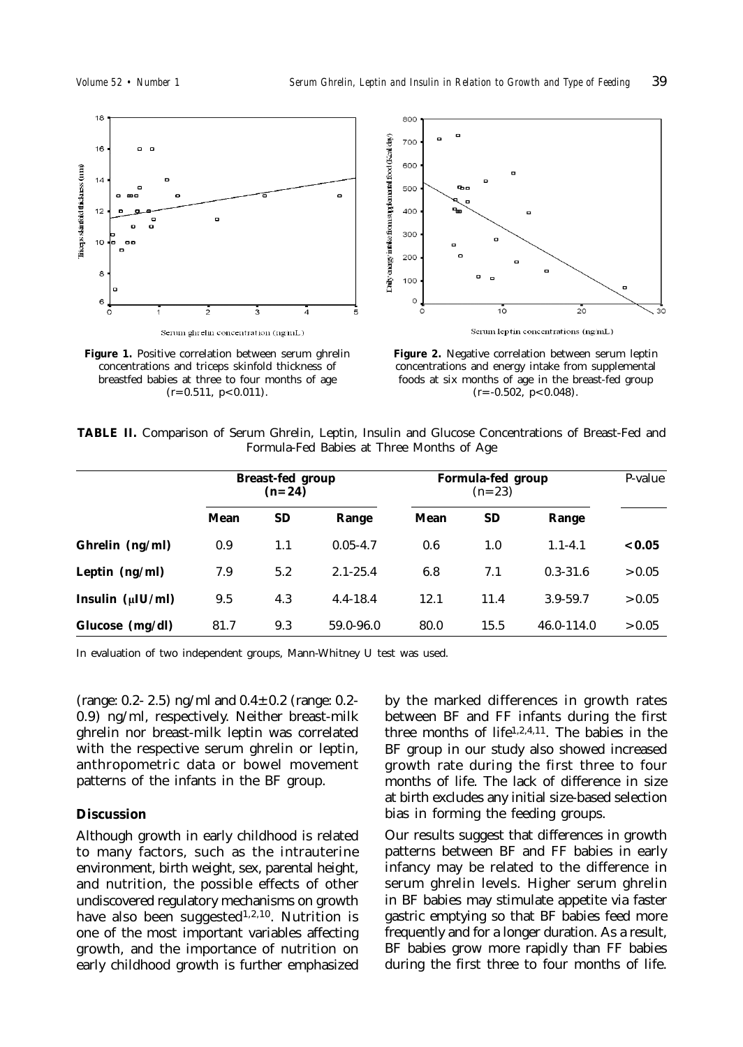**Figure 1.** Positive correlation between serum ghrelin concentrations and triceps skinfold thickness of breastfed babies at three to four months of age ($r=0.511$, $p<0.011$).

**Figure 2.** Negative correlation between serum leptin concentrations and energy intake from supplemental foods at six months of age in the breast-fed group ($r=-0.502$, $p<0.048$).

**TABLE II.** Comparison of Serum Ghrelin, Leptin, Insulin and Glucose Concentrations of Breast-Fed and Formula-Fed Babies at Three Months of Age

| | Breast-fed group (n=24) | | | Formula-fed group (n=23) | | | P-value |
|---|---|---|---|---|---|---|---|
| | **Mean** | **SD** | **Range** | **Mean** | **SD** | **Range** | |
| **Ghrelin (ng/ml)** | 0.9 | 1.1 | 0.05-4.7 | 0.6 | 1.0 | 1.1-4.1 | **<0.05** |
| **Leptin (ng/ml)** | 7.9 | 5.2 | 2.1-25.4 | 6.8 | 7.1 | 0.3-31.6 | >0.05 |
| **Insulin (μIU/ml)** | 9.5 | 4.3 | 4.4-18.4 | 12.1 | 11.4 | 3.9-59.7 | >0.05 |
| **Glucose (mg/dl)** | 81.7 | 9.3 | 59.0-96.0 | 80.0 | 15.5 | 46.0-114.0 | >0.05 |

In evaluation of two independent groups, Mann-Whitney U test was used.

(range: 0.2- 2.5) ng/ml and 0.4±0.2 (range: 0.2-0.9) ng/ml, respectively. Neither breast-milk ghrelin nor breast-milk leptin was correlated with the respective serum ghrelin or leptin, anthropometric data or bowel movement patterns of the infants in the BF group.

## Discussion

Although growth in early childhood is related to many factors, such as the intrauterine environment, birth weight, sex, parental height, and nutrition, the possible effects of other undiscovered regulatory mechanisms on growth have also been suggested[1,2,10]. Nutrition is one of the most important variables affecting growth, and the importance of nutrition on early childhood growth is further emphasized by the marked differences in growth rates between BF and FF infants during the first three months of life[1,2,4,11]. The babies in the BF group in our study also showed increased growth rate during the first three to four months of life. The lack of difference in size at birth excludes any initial size-based selection bias in forming the feeding groups.

Our results suggest that differences in growth patterns between BF and FF babies in early infancy may be related to the difference in serum ghrelin levels. Higher serum ghrelin in BF babies may stimulate appetite via faster gastric emptying so that BF babies feed more frequently and for a longer duration. As a result, BF babies grow more rapidly than FF babies during the first three to four months of life.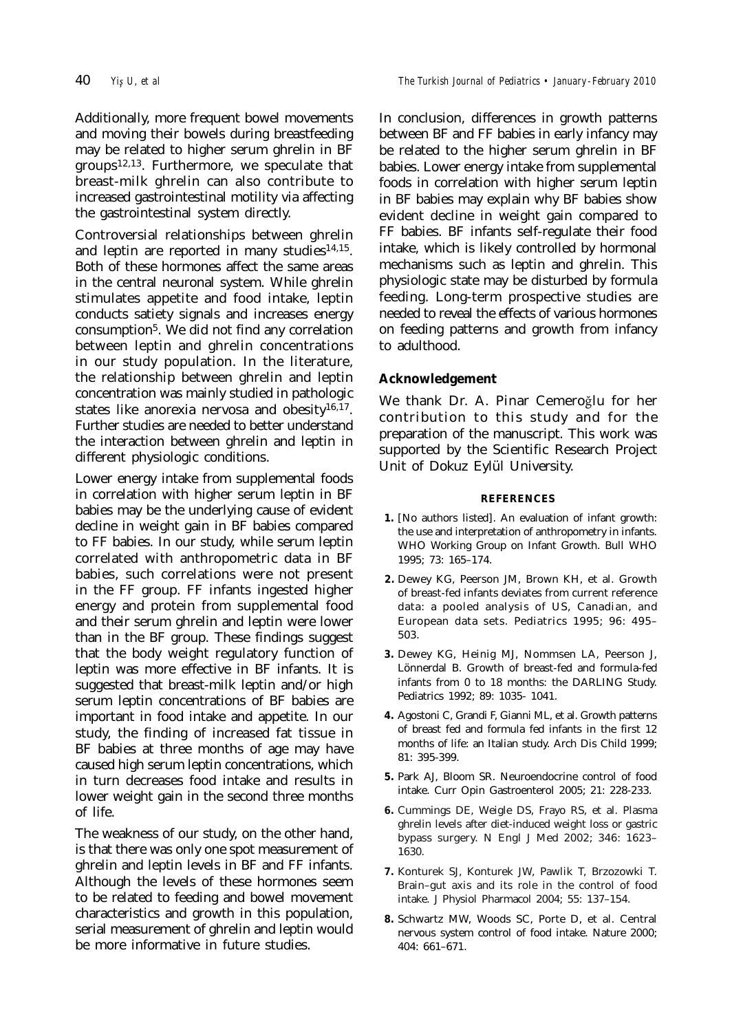Additionally, more frequent bowel movements and moving their bowels during breastfeeding may be related to higher serum ghrelin in BF groups[12,13]. Furthermore, we speculate that breast-milk ghrelin can also contribute to increased gastrointestinal motility via affecting the gastrointestinal system directly.

Controversial relationships between ghrelin and leptin are reported in many studies[14,15]. Both of these hormones affect the same areas in the central neuronal system. While ghrelin stimulates appetite and food intake, leptin conducts satiety signals and increases energy consumption[5]. We did not find any correlation between leptin and ghrelin concentrations in our study population. In the literature, the relationship between ghrelin and leptin concentration was mainly studied in pathologic states like anorexia nervosa and obesity[16,17]. Further studies are needed to better understand the interaction between ghrelin and leptin in different physiologic conditions.

Lower energy intake from supplemental foods in correlation with higher serum leptin in BF babies may be the underlying cause of evident decline in weight gain in BF babies compared to FF babies. In our study, while serum leptin correlated with anthropometric data in BF babies, such correlations were not present in the FF group. FF infants ingested higher energy and protein from supplemental food and their serum ghrelin and leptin were lower than in the BF group. These findings suggest that the body weight regulatory function of leptin was more effective in BF infants. It is suggested that breast-milk leptin and/or high serum leptin concentrations of BF babies are important in food intake and appetite. In our study, the finding of increased fat tissue in BF babies at three months of age may have caused high serum leptin concentrations, which in turn decreases food intake and results in lower weight gain in the second three months of life.

The weakness of our study, on the other hand, is that there was only one spot measurement of ghrelin and leptin levels in BF and FF infants. Although the levels of these hormones seem to be related to feeding and bowel movement characteristics and growth in this population, serial measurement of ghrelin and leptin would be more informative in future studies.

In conclusion, differences in growth patterns between BF and FF babies in early infancy may be related to the higher serum ghrelin in BF babies. Lower energy intake from supplemental foods in correlation with higher serum leptin in BF babies may explain why BF babies show evident decline in weight gain compared to FF babies. BF infants self-regulate their food intake, which is likely controlled by hormonal mechanisms such as leptin and ghrelin. This physiologic state may be disturbed by formula feeding. Long-term prospective studies are needed to reveal the effects of various hormones on feeding patterns and growth from infancy to adulthood.

## Acknowledgement

We thank Dr. A. Pinar Cemeroğlu for her contribution to this study and for the preparation of the manuscript. This work was supported by the Scientific Research Project Unit of Dokuz Eylül University.

## REFERENCES

1. [No authors listed]. An evaluation of infant growth: the use and interpretation of anthropometry in infants. WHO Working Group on Infant Growth. Bull WHO 1995; 73: 165–174.
2. Dewey KG, Peerson JM, Brown KH, et al. Growth of breast-fed infants deviates from current reference data: a pooled analysis of US, Canadian, and European data sets. Pediatrics 1995; 96: 495–503.
3. Dewey KG, Heinig MJ, Nommsen LA, Peerson J, Lönnerdal B. Growth of breast-fed and formula-fed infants from 0 to 18 months: the DARLING Study. Pediatrics 1992; 89: 1035- 1041.
4. Agostoni C, Grandi F, Gianni ML, et al. Growth patterns of breast fed and formula fed infants in the first 12 months of life: an Italian study. Arch Dis Child 1999; 81: 395-399.
5. Park AJ, Bloom SR. Neuroendocrine control of food intake. Curr Opin Gastroenterol 2005; 21: 228-233.
6. Cummings DE, Weigle DS, Frayo RS, et al. Plasma ghrelin levels after diet-induced weight loss or gastric bypass surgery. N Engl J Med 2002; 346: 1623–1630.
7. Konturek SJ, Konturek JW, Pawlik T, Brzozowki T. Brain–gut axis and its role in the control of food intake. J Physiol Pharmacol 2004; 55: 137–154.
8. Schwartz MW, Woods SC, Porte D, et al. Central nervous system control of food intake. Nature 2000; 404: 661–671.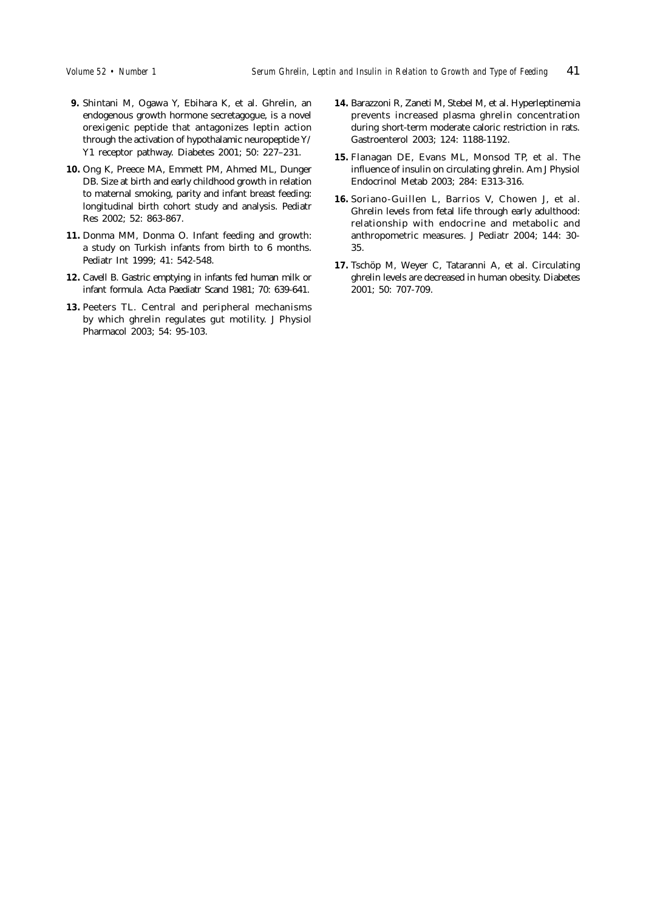9. Shintani M, Ogawa Y, Ebihara K, et al. Ghrelin, an endogenous growth hormone secretagogue, is a novel orexigenic peptide that antagonizes leptin action through the activation of hypothalamic neuropeptide Y/Y1 receptor pathway. Diabetes 2001; 50: 227–231.

10. Ong K, Preece MA, Emmett PM, Ahmed ML, Dunger DB. Size at birth and early childhood growth in relation to maternal smoking, parity and infant breast feeding: longitudinal birth cohort study and analysis. Pediatr Res 2002; 52: 863-867.

11. Donma MM, Donma O. Infant feeding and growth: a study on Turkish infants from birth to 6 months. Pediatr Int 1999; 41: 542-548.

12. Cavell B. Gastric emptying in infants fed human milk or infant formula. Acta Paediatr Scand 1981; 70: 639-641.

13. Peeters TL. Central and peripheral mechanisms by which ghrelin regulates gut motility. J Physiol Pharmacol 2003; 54: 95-103.

14. Barazzoni R, Zaneti M, Stebel M, et al. Hyperleptinemia prevents increased plasma ghrelin concentration during short-term moderate caloric restriction in rats. Gastroenterol 2003; 124: 1188-1192.

15. Flanagan DE, Evans ML, Monsod TP, et al. The influence of insulin on circulating ghrelin. Am J Physiol Endocrinol Metab 2003; 284: E313-316.

16. Soriano-Guillen L, Barrios V, Chowen J, et al. Ghrelin levels from fetal life through early adulthood: relationship with endocrine and metabolic and anthropometric measures. J Pediatr 2004; 144: 30-35.

17. Tschöp M, Weyer C, Tataranni A, et al. Circulating ghrelin levels are decreased in human obesity. Diabetes 2001; 50: 707-709.